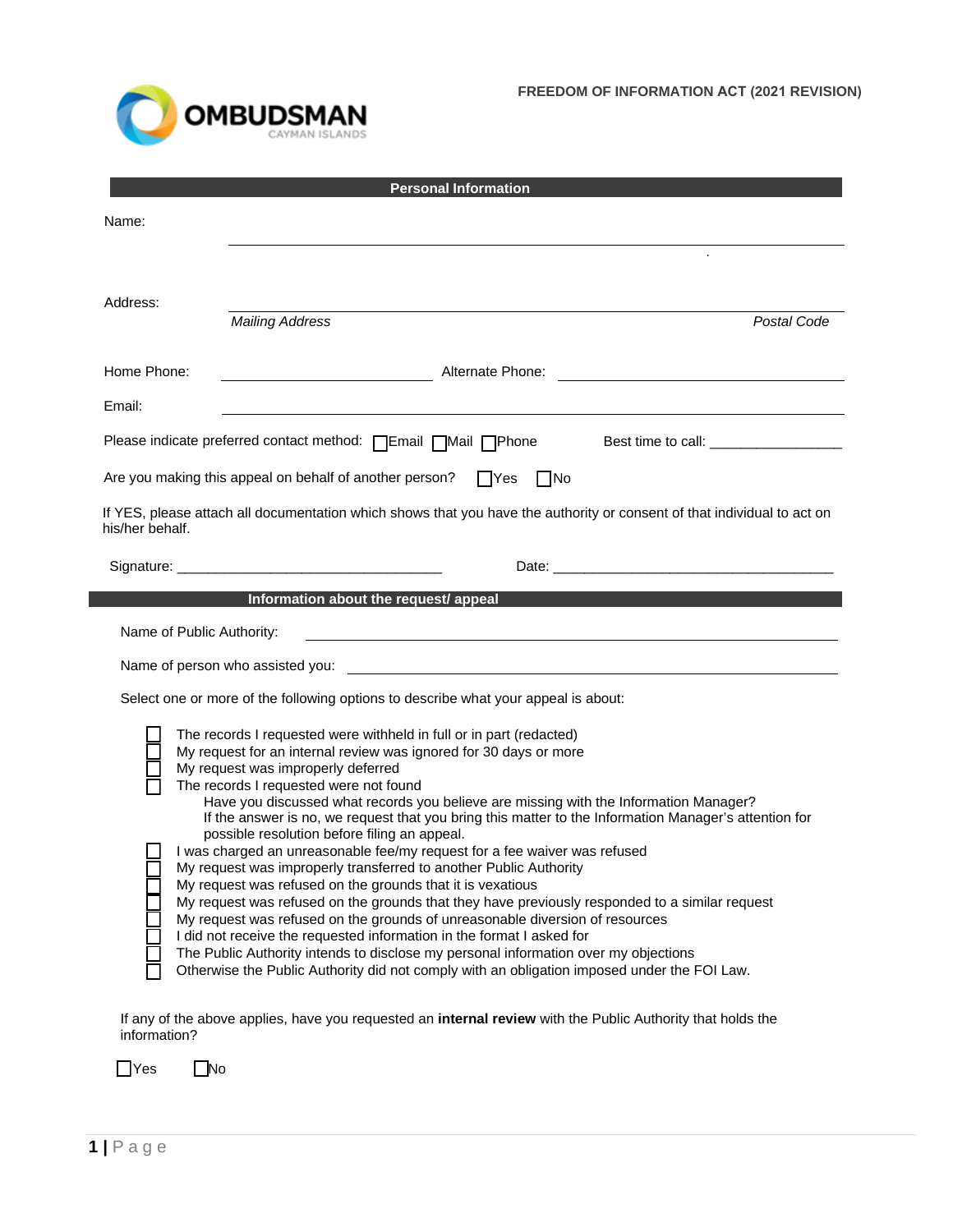OMBUDSMAN
CAYMAN ISLANDS

**FREEDOM OF INFORMATION ACT (2021 REVISION)**

## Personal Information

Name: ______________________________________________

Address: ______________________________________________

*Mailing Address* *Postal Code*

Home Phone: ____________________ Alternate Phone: ____________________

Email: ______________________________________________

Please indicate preferred contact method: ☐Email ☐Mail ☐Phone Best time to call: ________________

Are you making this appeal on behalf of another person? ☐Yes ☐No

If YES, please attach all documentation which shows that you have the authority or consent of that individual to act on his/her behalf.

Signature: ________________________________ Date: ____________________________________

## Information about the request/ appeal

Name of Public Authority: ______________________________________________

Name of person who assisted you: ______________________________________________

Select one or more of the following options to describe what your appeal is about:

- ☐ The records I requested were withheld in full or in part (redacted)
- ☐ My request for an internal review was ignored for 30 days or more
- ☐ My request was improperly deferred
- ☐ The records I requested were not found
  - Have you discussed what records you believe are missing with the Information Manager? If the answer is no, we request that you bring this matter to the Information Manager's attention for possible resolution before filing an appeal.
- ☐ I was charged an unreasonable fee/my request for a fee waiver was refused
- ☐ My request was improperly transferred to another Public Authority
- ☐ My request was refused on the grounds that it is vexatious
- ☐ My request was refused on the grounds that they have previously responded to a similar request
- ☐ My request was refused on the grounds of unreasonable diversion of resources
- ☐ I did not receive the requested information in the format I asked for
- ☐ The Public Authority intends to disclose my personal information over my objections
- ☐ Otherwise the Public Authority did not comply with an obligation imposed under the FOI Law.

If any of the above applies, have you requested an **internal review** with the Public Authority that holds the information?

☐Yes ☐No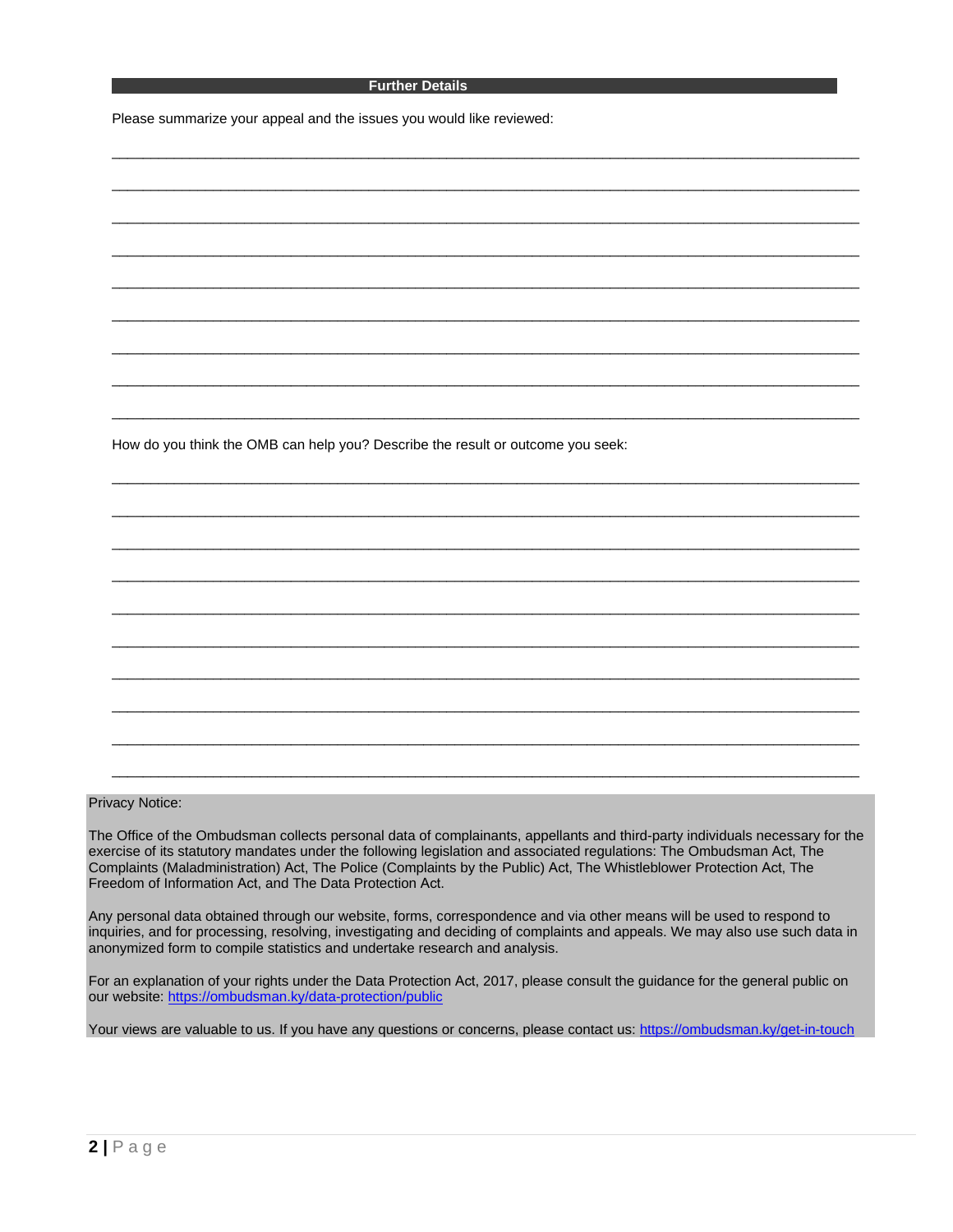## Further Details

Please summarize your appeal and the issues you would like reviewed:

\_\_\_\_\_\_\_\_\_\_\_\_\_\_\_\_\_\_\_\_\_\_\_\_\_\_\_\_\_\_\_\_\_\_\_\_\_\_\_\_\_\_\_\_\_\_\_\_\_\_\_\_\_\_\_\_\_\_\_\_\_\_\_\_\_\_\_\_\_\_\_\_\_\_\_\_\_\_

\_\_\_\_\_\_\_\_\_\_\_\_\_\_\_\_\_\_\_\_\_\_\_\_\_\_\_\_\_\_\_\_\_\_\_\_\_\_\_\_\_\_\_\_\_\_\_\_\_\_\_\_\_\_\_\_\_\_\_\_\_\_\_\_\_\_\_\_\_\_\_\_\_\_\_\_\_\_

\_\_\_\_\_\_\_\_\_\_\_\_\_\_\_\_\_\_\_\_\_\_\_\_\_\_\_\_\_\_\_\_\_\_\_\_\_\_\_\_\_\_\_\_\_\_\_\_\_\_\_\_\_\_\_\_\_\_\_\_\_\_\_\_\_\_\_\_\_\_\_\_\_\_\_\_\_\_

\_\_\_\_\_\_\_\_\_\_\_\_\_\_\_\_\_\_\_\_\_\_\_\_\_\_\_\_\_\_\_\_\_\_\_\_\_\_\_\_\_\_\_\_\_\_\_\_\_\_\_\_\_\_\_\_\_\_\_\_\_\_\_\_\_\_\_\_\_\_\_\_\_\_\_\_\_\_

\_\_\_\_\_\_\_\_\_\_\_\_\_\_\_\_\_\_\_\_\_\_\_\_\_\_\_\_\_\_\_\_\_\_\_\_\_\_\_\_\_\_\_\_\_\_\_\_\_\_\_\_\_\_\_\_\_\_\_\_\_\_\_\_\_\_\_\_\_\_\_\_\_\_\_\_\_\_

\_\_\_\_\_\_\_\_\_\_\_\_\_\_\_\_\_\_\_\_\_\_\_\_\_\_\_\_\_\_\_\_\_\_\_\_\_\_\_\_\_\_\_\_\_\_\_\_\_\_\_\_\_\_\_\_\_\_\_\_\_\_\_\_\_\_\_\_\_\_\_\_\_\_\_\_\_\_

\_\_\_\_\_\_\_\_\_\_\_\_\_\_\_\_\_\_\_\_\_\_\_\_\_\_\_\_\_\_\_\_\_\_\_\_\_\_\_\_\_\_\_\_\_\_\_\_\_\_\_\_\_\_\_\_\_\_\_\_\_\_\_\_\_\_\_\_\_\_\_\_\_\_\_\_\_\_

\_\_\_\_\_\_\_\_\_\_\_\_\_\_\_\_\_\_\_\_\_\_\_\_\_\_\_\_\_\_\_\_\_\_\_\_\_\_\_\_\_\_\_\_\_\_\_\_\_\_\_\_\_\_\_\_\_\_\_\_\_\_\_\_\_\_\_\_\_\_\_\_\_\_\_\_\_\_

\_\_\_\_\_\_\_\_\_\_\_\_\_\_\_\_\_\_\_\_\_\_\_\_\_\_\_\_\_\_\_\_\_\_\_\_\_\_\_\_\_\_\_\_\_\_\_\_\_\_\_\_\_\_\_\_\_\_\_\_\_\_\_\_\_\_\_\_\_\_\_\_\_\_\_\_\_\_

How do you think the OMB can help you? Describe the result or outcome you seek:

\_\_\_\_\_\_\_\_\_\_\_\_\_\_\_\_\_\_\_\_\_\_\_\_\_\_\_\_\_\_\_\_\_\_\_\_\_\_\_\_\_\_\_\_\_\_\_\_\_\_\_\_\_\_\_\_\_\_\_\_\_\_\_\_\_\_\_\_\_\_\_\_\_\_\_\_\_\_

\_\_\_\_\_\_\_\_\_\_\_\_\_\_\_\_\_\_\_\_\_\_\_\_\_\_\_\_\_\_\_\_\_\_\_\_\_\_\_\_\_\_\_\_\_\_\_\_\_\_\_\_\_\_\_\_\_\_\_\_\_\_\_\_\_\_\_\_\_\_\_\_\_\_\_\_\_\_

\_\_\_\_\_\_\_\_\_\_\_\_\_\_\_\_\_\_\_\_\_\_\_\_\_\_\_\_\_\_\_\_\_\_\_\_\_\_\_\_\_\_\_\_\_\_\_\_\_\_\_\_\_\_\_\_\_\_\_\_\_\_\_\_\_\_\_\_\_\_\_\_\_\_\_\_\_\_

\_\_\_\_\_\_\_\_\_\_\_\_\_\_\_\_\_\_\_\_\_\_\_\_\_\_\_\_\_\_\_\_\_\_\_\_\_\_\_\_\_\_\_\_\_\_\_\_\_\_\_\_\_\_\_\_\_\_\_\_\_\_\_\_\_\_\_\_\_\_\_\_\_\_\_\_\_\_

\_\_\_\_\_\_\_\_\_\_\_\_\_\_\_\_\_\_\_\_\_\_\_\_\_\_\_\_\_\_\_\_\_\_\_\_\_\_\_\_\_\_\_\_\_\_\_\_\_\_\_\_\_\_\_\_\_\_\_\_\_\_\_\_\_\_\_\_\_\_\_\_\_\_\_\_\_\_

\_\_\_\_\_\_\_\_\_\_\_\_\_\_\_\_\_\_\_\_\_\_\_\_\_\_\_\_\_\_\_\_\_\_\_\_\_\_\_\_\_\_\_\_\_\_\_\_\_\_\_\_\_\_\_\_\_\_\_\_\_\_\_\_\_\_\_\_\_\_\_\_\_\_\_\_\_\_

\_\_\_\_\_\_\_\_\_\_\_\_\_\_\_\_\_\_\_\_\_\_\_\_\_\_\_\_\_\_\_\_\_\_\_\_\_\_\_\_\_\_\_\_\_\_\_\_\_\_\_\_\_\_\_\_\_\_\_\_\_\_\_\_\_\_\_\_\_\_\_\_\_\_\_\_\_\_

\_\_\_\_\_\_\_\_\_\_\_\_\_\_\_\_\_\_\_\_\_\_\_\_\_\_\_\_\_\_\_\_\_\_\_\_\_\_\_\_\_\_\_\_\_\_\_\_\_\_\_\_\_\_\_\_\_\_\_\_\_\_\_\_\_\_\_\_\_\_\_\_\_\_\_\_\_\_

\_\_\_\_\_\_\_\_\_\_\_\_\_\_\_\_\_\_\_\_\_\_\_\_\_\_\_\_\_\_\_\_\_\_\_\_\_\_\_\_\_\_\_\_\_\_\_\_\_\_\_\_\_\_\_\_\_\_\_\_\_\_\_\_\_\_\_\_\_\_\_\_\_\_\_\_\_\_

\_\_\_\_\_\_\_\_\_\_\_\_\_\_\_\_\_\_\_\_\_\_\_\_\_\_\_\_\_\_\_\_\_\_\_\_\_\_\_\_\_\_\_\_\_\_\_\_\_\_\_\_\_\_\_\_\_\_\_\_\_\_\_\_\_\_\_\_\_\_\_\_\_\_\_\_\_\_

Privacy Notice:

The Office of the Ombudsman collects personal data of complainants, appellants and third-party individuals necessary for the exercise of its statutory mandates under the following legislation and associated regulations: The Ombudsman Act, The Complaints (Maladministration) Act, The Police (Complaints by the Public) Act, The Whistleblower Protection Act, The Freedom of Information Act, and The Data Protection Act.

Any personal data obtained through our website, forms, correspondence and via other means will be used to respond to inquiries, and for processing, resolving, investigating and deciding of complaints and appeals. We may also use such data in anonymized form to compile statistics and undertake research and analysis.

For an explanation of your rights under the Data Protection Act, 2017, please consult the guidance for the general public on our website: https://ombudsman.ky/data-protection/public

Your views are valuable to us. If you have any questions or concerns, please contact us: https://ombudsman.ky/get-in-touch